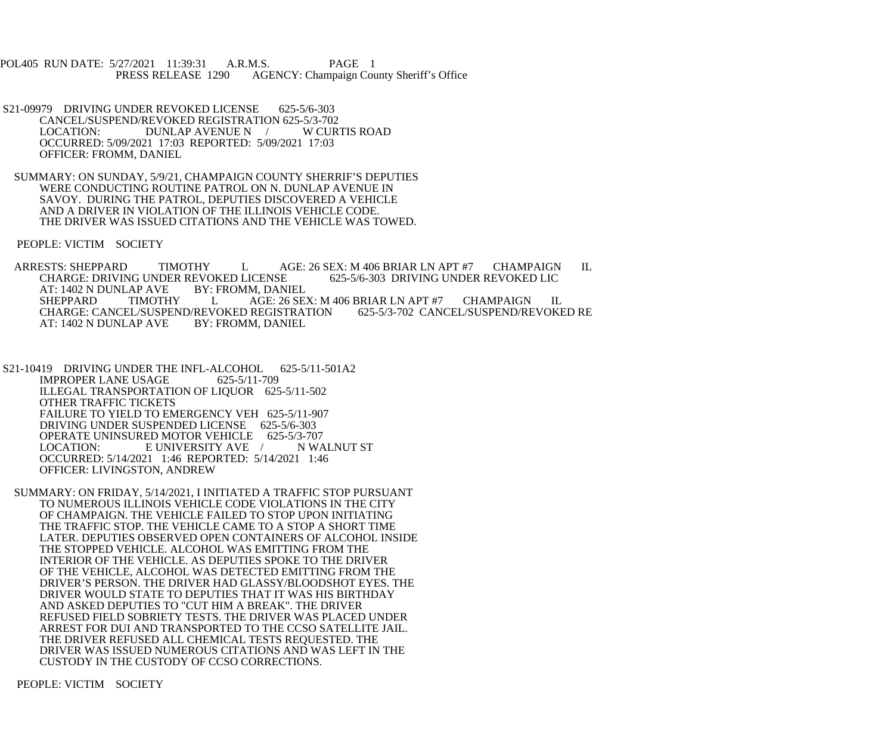POL405 RUN DATE: 5/27/2021 11:39:31 A.R.M.S. PAGE 1
PRESS RELEASE 1290 AGENCY: Champaign County Sheriff's Office

S21-09979 DRIVING UNDER REVOKED LICENSE 625-5/6-303
CANCEL/SUSPEND/REVOKED REGISTRATION 625-5/3-702
LOCATION: DUNLAP AVENUE N / W CURTIS ROAD
OCCURRED: 5/09/2021 17:03 REPORTED: 5/09/2021 17:03
OFFICER: FROMM, DANIEL

SUMMARY: ON SUNDAY, 5/9/21, CHAMPAIGN COUNTY SHERRIF'S DEPUTIES WERE CONDUCTING ROUTINE PATROL ON N. DUNLAP AVENUE IN SAVOY. DURING THE PATROL, DEPUTIES DISCOVERED A VEHICLE AND A DRIVER IN VIOLATION OF THE ILLINOIS VEHICLE CODE. THE DRIVER WAS ISSUED CITATIONS AND THE VEHICLE WAS TOWED.

PEOPLE: VICTIM SOCIETY

ARRESTS: SHEPPARD TIMOTHY L AGE: 26 SEX: M 406 BRIAR LN APT #7 CHAMPAIGN IL
CHARGE: DRIVING UNDER REVOKED LICENSE 625-5/6-303 DRIVING UNDER REVOKED LIC
AT: 1402 N DUNLAP AVE BY: FROMM, DANIEL
SHEPPARD TIMOTHY L AGE: 26 SEX: M 406 BRIAR LN APT #7 CHAMPAIGN IL
CHARGE: CANCEL/SUSPEND/REVOKED REGISTRATION 625-5/3-702 CANCEL/SUSPEND/REVOKED RE
AT: 1402 N DUNLAP AVE BY: FROMM, DANIEL

S21-10419 DRIVING UNDER THE INFL-ALCOHOL 625-5/11-501A2
IMPROPER LANE USAGE 625-5/11-709
ILLEGAL TRANSPORTATION OF LIQUOR 625-5/11-502
OTHER TRAFFIC TICKETS
FAILURE TO YIELD TO EMERGENCY VEH 625-5/11-907
DRIVING UNDER SUSPENDED LICENSE 625-5/6-303
OPERATE UNINSURED MOTOR VEHICLE 625-5/3-707
LOCATION: E UNIVERSITY AVE / N WALNUT ST
OCCURRED: 5/14/2021 1:46 REPORTED: 5/14/2021 1:46
OFFICER: LIVINGSTON, ANDREW

SUMMARY: ON FRIDAY, 5/14/2021, I INITIATED A TRAFFIC STOP PURSUANT TO NUMEROUS ILLINOIS VEHICLE CODE VIOLATIONS IN THE CITY OF CHAMPAIGN. THE VEHICLE FAILED TO STOP UPON INITIATING THE TRAFFIC STOP. THE VEHICLE CAME TO A STOP A SHORT TIME LATER. DEPUTIES OBSERVED OPEN CONTAINERS OF ALCOHOL INSIDE THE STOPPED VEHICLE. ALCOHOL WAS EMITTING FROM THE INTERIOR OF THE VEHICLE. AS DEPUTIES SPOKE TO THE DRIVER OF THE VEHICLE, ALCOHOL WAS DETECTED EMITTING FROM THE DRIVER'S PERSON. THE DRIVER HAD GLASSY/BLOODSHOT EYES. THE DRIVER WOULD STATE TO DEPUTIES THAT IT WAS HIS BIRTHDAY AND ASKED DEPUTIES TO "CUT HIM A BREAK". THE DRIVER REFUSED FIELD SOBRIETY TESTS. THE DRIVER WAS PLACED UNDER ARREST FOR DUI AND TRANSPORTED TO THE CCSO SATELLITE JAIL. THE DRIVER REFUSED ALL CHEMICAL TESTS REQUESTED. THE DRIVER WAS ISSUED NUMEROUS CITATIONS AND WAS LEFT IN THE CUSTODY IN THE CUSTODY OF CCSO CORRECTIONS.

PEOPLE: VICTIM SOCIETY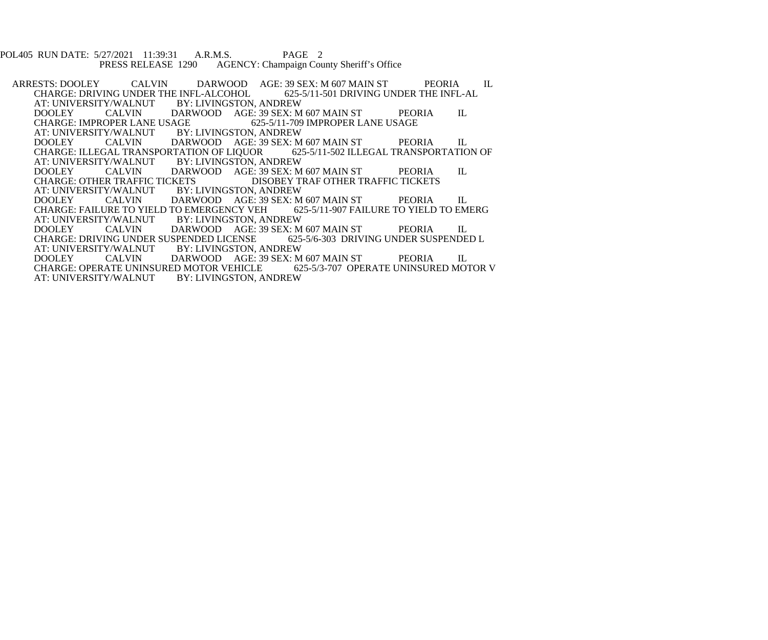POL405 RUN DATE: 5/27/2021 11:39:31 A.R.M.S. PAGE 2
PRESS RELEASE 1290 AGENCY: Champaign County Sheriff's Office

ARRESTS: DOOLEY CALVIN DARWOOD AGE: 39 SEX: M 607 MAIN ST PEORIA IL
CHARGE: DRIVING UNDER THE INFL-ALCOHOL 625-5/11-501 DRIVING UNDER THE INFL-AL
AT: UNIVERSITY/WALNUT BY: LIVINGSTON, ANDREW
DOOLEY CALVIN DARWOOD AGE: 39 SEX: M 607 MAIN ST PEORIA IL
CHARGE: IMPROPER LANE USAGE 625-5/11-709 IMPROPER LANE USAGE
AT: UNIVERSITY/WALNUT BY: LIVINGSTON, ANDREW
DOOLEY CALVIN DARWOOD AGE: 39 SEX: M 607 MAIN ST PEORIA IL
CHARGE: ILLEGAL TRANSPORTATION OF LIQUOR 625-5/11-502 ILLEGAL TRANSPORTATION OF
AT: UNIVERSITY/WALNUT BY: LIVINGSTON, ANDREW
DOOLEY CALVIN DARWOOD AGE: 39 SEX: M 607 MAIN ST PEORIA IL
CHARGE: OTHER TRAFFIC TICKETS DISOBEY TRAF OTHER TRAFFIC TICKETS
AT: UNIVERSITY/WALNUT BY: LIVINGSTON, ANDREW
DOOLEY CALVIN DARWOOD AGE: 39 SEX: M 607 MAIN ST PEORIA IL
CHARGE: FAILURE TO YIELD TO EMERGENCY VEH 625-5/11-907 FAILURE TO YIELD TO EMERG
AT: UNIVERSITY/WALNUT BY: LIVINGSTON, ANDREW
DOOLEY CALVIN DARWOOD AGE: 39 SEX: M 607 MAIN ST PEORIA IL
CHARGE: DRIVING UNDER SUSPENDED LICENSE 625-5/6-303 DRIVING UNDER SUSPENDED L
AT: UNIVERSITY/WALNUT BY: LIVINGSTON, ANDREW
DOOLEY CALVIN DARWOOD AGE: 39 SEX: M 607 MAIN ST PEORIA IL
CHARGE: OPERATE UNINSURED MOTOR VEHICLE 625-5/3-707 OPERATE UNINSURED MOTOR V
AT: UNIVERSITY/WALNUT BY: LIVINGSTON, ANDREW